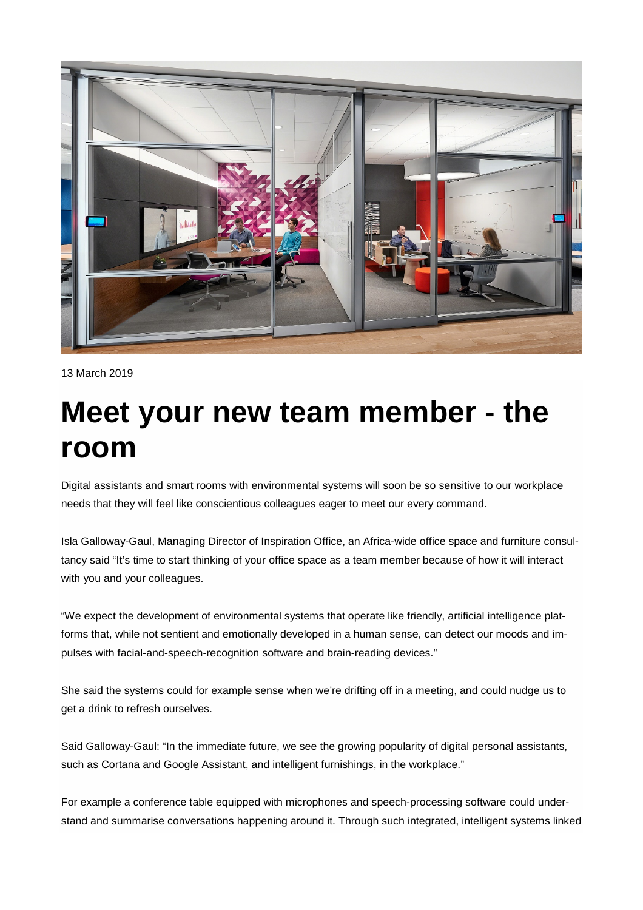13 March 2019

# Meet your new team member - the room

Digital assistants and smart rooms with environmental systems will soon be so sensitive to our workplace needs that they will feel like conscientious colleagues eager to meet our every command.

Isla Galloway-Gaul, Managing Director of Inspiration Office, an Africa-wide office space and furniture consultancy said "It's time to start thinking of your office space as a team member because of how it will interact with you and your colleagues.

"We expect the development of environmental systems that operate like friendly, artificial intelligence platforms that, while not sentient and emotionally developed in a human sense, can detect our moods and impulses with facial-and-speech-recognition software and brain-reading devices."

She said the systems could for example sense when we're drifting off in a meeting, and could nudge us to get a drink to refresh ourselves.

Said Galloway-Gaul: "In the immediate future, we see the growing popularity of digital personal assistants, such as Cortana and Google Assistant, and intelligent furnishings, in the workplace."

For example a conference table equipped with microphones and speech-processing software could understand and summarise conversations happening around it. Through such integrated, intelligent systems linked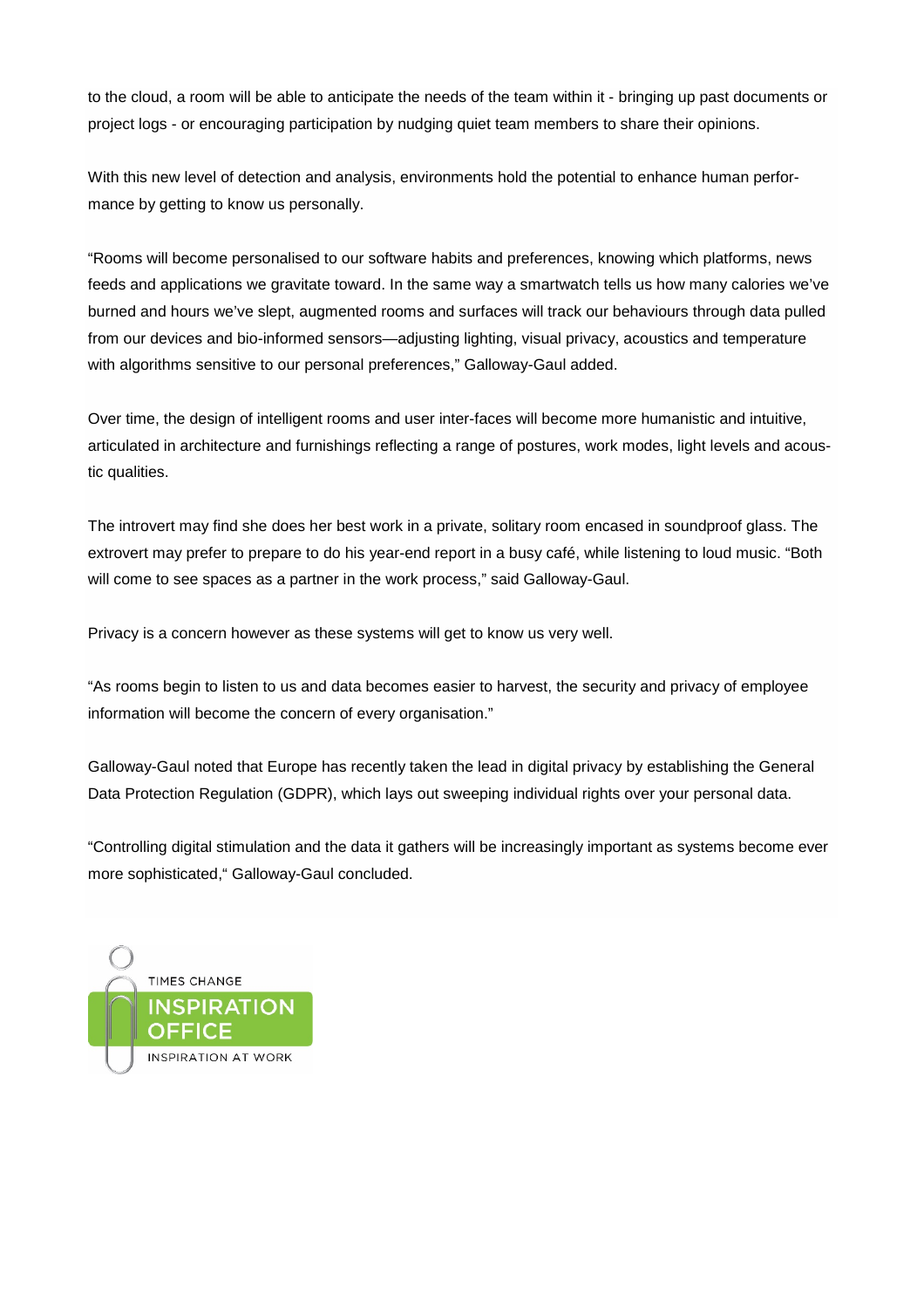to the cloud, a room will be able to anticipate the needs of the team within it - bringing up past documents or project logs - or encouraging participation by nudging quiet team members to share their opinions.

With this new level of detection and analysis, environments hold the potential to enhance human performance by getting to know us personally.

"Rooms will become personalised to our software habits and preferences, knowing which platforms, news feeds and applications we gravitate toward. In the same way a smartwatch tells us how many calories we've burned and hours we've slept, augmented rooms and surfaces will track our behaviours through data pulled from our devices and bio-informed sensors—adjusting lighting, visual privacy, acoustics and temperature with algorithms sensitive to our personal preferences," Galloway-Gaul added.

Over time, the design of intelligent rooms and user inter-faces will become more humanistic and intuitive, articulated in architecture and furnishings reflecting a range of postures, work modes, light levels and acoustic qualities.

The introvert may find she does her best work in a private, solitary room encased in soundproof glass. The extrovert may prefer to prepare to do his year-end report in a busy café, while listening to loud music. "Both will come to see spaces as a partner in the work process," said Galloway-Gaul.

Privacy is a concern however as these systems will get to know us very well.

"As rooms begin to listen to us and data becomes easier to harvest, the security and privacy of employee information will become the concern of every organisation."

Galloway-Gaul noted that Europe has recently taken the lead in digital privacy by establishing the General Data Protection Regulation (GDPR), which lays out sweeping individual rights over your personal data.

"Controlling digital stimulation and the data it gathers will be increasingly important as systems become ever more sophisticated," Galloway-Gaul concluded.

TIMES CHANGE
INSPIRATION OFFICE
INSPIRATION AT WORK